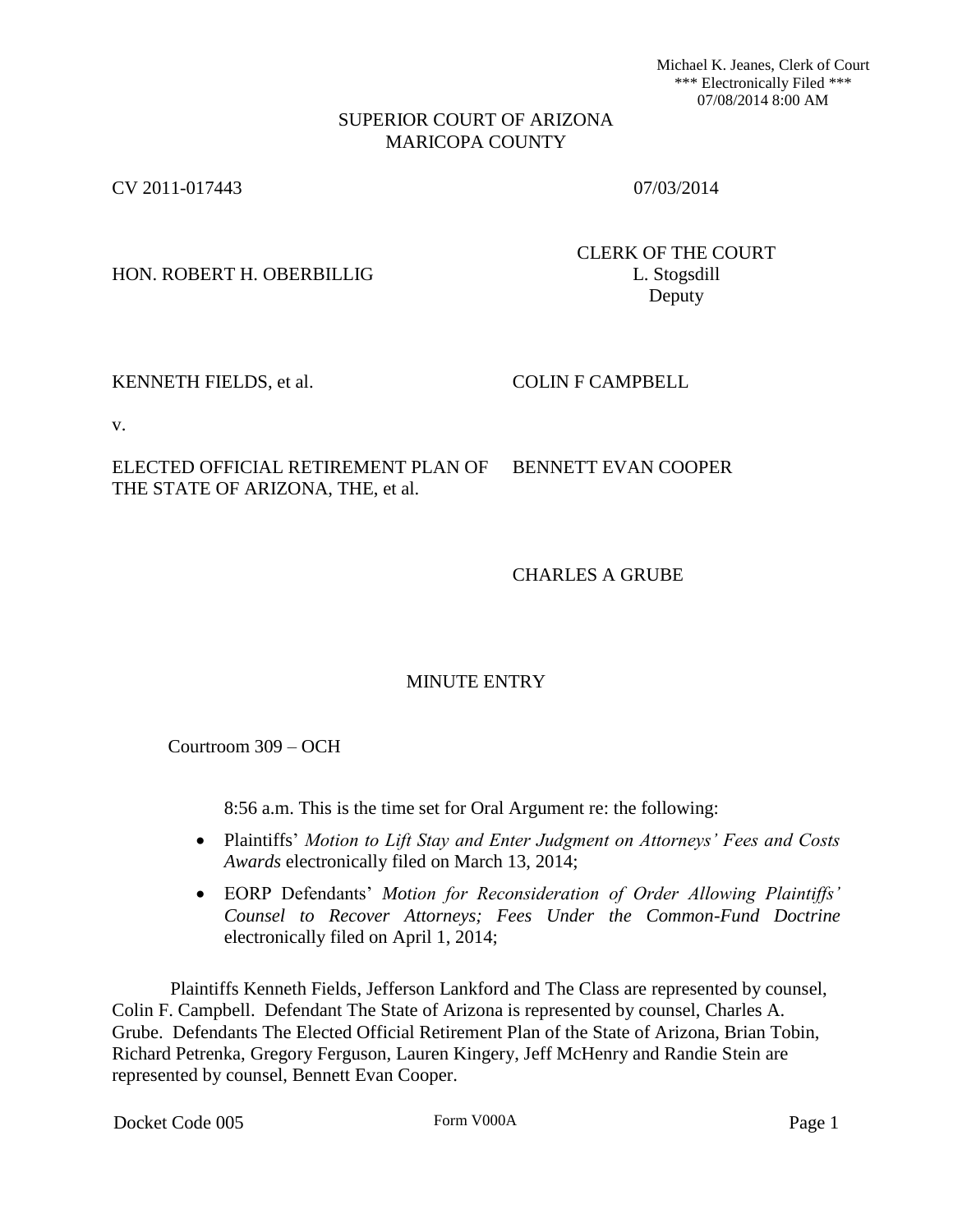Michael K. Jeanes, Clerk of Court
\*\*\* Electronically Filed \*\*\*
07/08/2014 8:00 AM

SUPERIOR COURT OF ARIZONA
MARICOPA COUNTY

CV 2011-017443 07/03/2014

HON. ROBERT H. OBERBILLIG

CLERK OF THE COURT
L. Stogsdill
Deputy

KENNETH FIELDS, et al. COLIN F CAMPBELL

v.

ELECTED OFFICIAL RETIREMENT PLAN OF THE STATE OF ARIZONA, THE, et al. BENNETT EVAN COOPER

CHARLES A GRUBE

MINUTE ENTRY

Courtroom 309 – OCH

8:56 a.m. This is the time set for Oral Argument re: the following:

- Plaintiffs' *Motion to Lift Stay and Enter Judgment on Attorneys' Fees and Costs Awards* electronically filed on March 13, 2014;
- EORP Defendants' *Motion for Reconsideration of Order Allowing Plaintiffs' Counsel to Recover Attorneys; Fees Under the Common-Fund Doctrine* electronically filed on April 1, 2014;

Plaintiffs Kenneth Fields, Jefferson Lankford and The Class are represented by counsel, Colin F. Campbell. Defendant The State of Arizona is represented by counsel, Charles A. Grube. Defendants The Elected Official Retirement Plan of the State of Arizona, Brian Tobin, Richard Petrenka, Gregory Ferguson, Lauren Kingery, Jeff McHenry and Randie Stein are represented by counsel, Bennett Evan Cooper.

Docket Code 005 Form V000A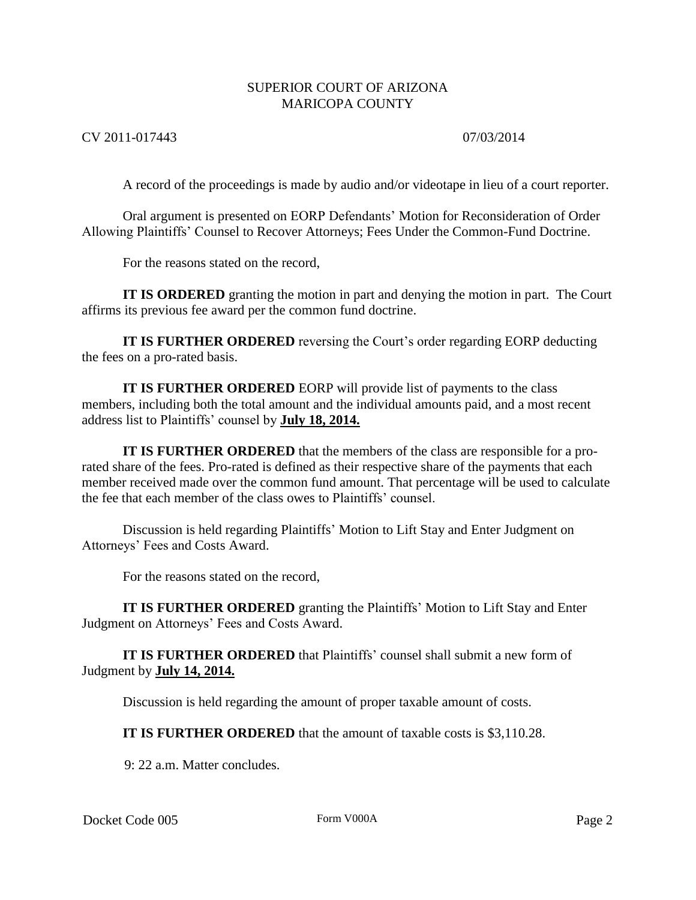SUPERIOR COURT OF ARIZONA
MARICOPA COUNTY

CV 2011-017443 07/03/2014

A record of the proceedings is made by audio and/or videotape in lieu of a court reporter.

Oral argument is presented on EORP Defendants' Motion for Reconsideration of Order Allowing Plaintiffs' Counsel to Recover Attorneys; Fees Under the Common-Fund Doctrine.

For the reasons stated on the record,

**IT IS ORDERED** granting the motion in part and denying the motion in part. The Court affirms its previous fee award per the common fund doctrine.

**IT IS FURTHER ORDERED** reversing the Court's order regarding EORP deducting the fees on a pro-rated basis.

**IT IS FURTHER ORDERED** EORP will provide list of payments to the class members, including both the total amount and the individual amounts paid, and a most recent address list to Plaintiffs' counsel by **July 18, 2014.**

**IT IS FURTHER ORDERED** that the members of the class are responsible for a pro-rated share of the fees. Pro-rated is defined as their respective share of the payments that each member received made over the common fund amount. That percentage will be used to calculate the fee that each member of the class owes to Plaintiffs' counsel.

Discussion is held regarding Plaintiffs' Motion to Lift Stay and Enter Judgment on Attorneys' Fees and Costs Award.

For the reasons stated on the record,

**IT IS FURTHER ORDERED** granting the Plaintiffs' Motion to Lift Stay and Enter Judgment on Attorneys' Fees and Costs Award.

**IT IS FURTHER ORDERED** that Plaintiffs' counsel shall submit a new form of Judgment by **July 14, 2014.**

Discussion is held regarding the amount of proper taxable amount of costs.

**IT IS FURTHER ORDERED** that the amount of taxable costs is $3,110.28.

9: 22 a.m. Matter concludes.

Docket Code 005 Form V000A